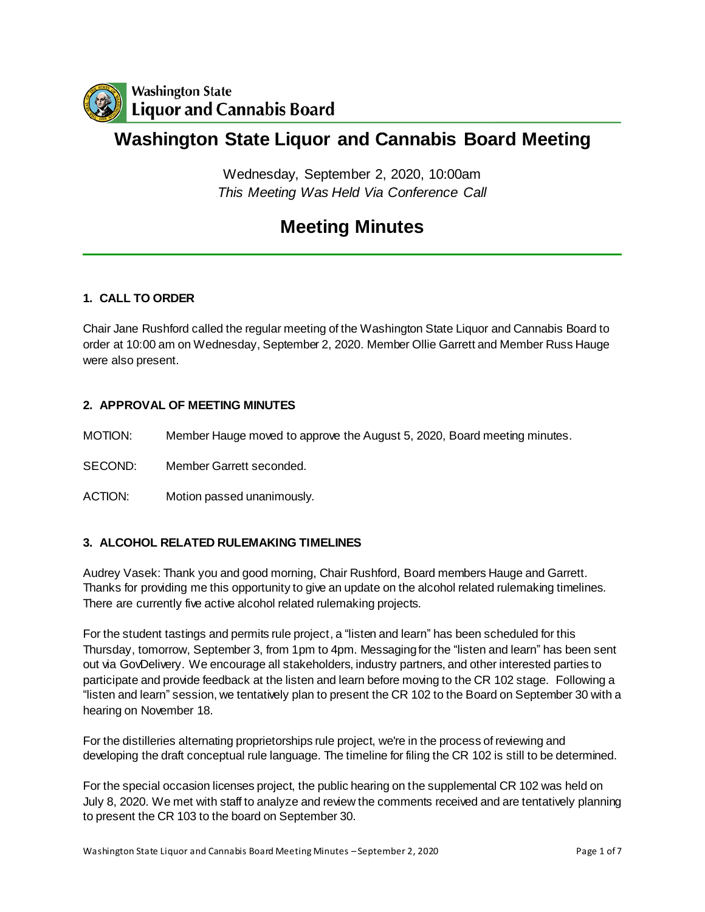Washington State Liquor and Cannabis Board

# Washington State Liquor and Cannabis Board Meeting

Wednesday, September 2, 2020, 10:00am

*This Meeting Was Held Via Conference Call*

# Meeting Minutes

### 1. CALL TO ORDER

Chair Jane Rushford called the regular meeting of the Washington State Liquor and Cannabis Board to order at 10:00 am on Wednesday, September 2, 2020. Member Ollie Garrett and Member Russ Hauge were also present.

### 2. APPROVAL OF MEETING MINUTES

MOTION: Member Hauge moved to approve the August 5, 2020, Board meeting minutes.

SECOND: Member Garrett seconded.

ACTION: Motion passed unanimously.

### 3. ALCOHOL RELATED RULEMAKING TIMELINES

Audrey Vasek: Thank you and good morning, Chair Rushford, Board members Hauge and Garrett. Thanks for providing me this opportunity to give an update on the alcohol related rulemaking timelines. There are currently five active alcohol related rulemaking projects.

For the student tastings and permits rule project, a "listen and learn" has been scheduled for this Thursday, tomorrow, September 3, from 1pm to 4pm. Messaging for the "listen and learn" has been sent out via GovDelivery. We encourage all stakeholders, industry partners, and other interested parties to participate and provide feedback at the listen and learn before moving to the CR 102 stage. Following a "listen and learn" session, we tentatively plan to present the CR 102 to the Board on September 30 with a hearing on November 18.

For the distilleries alternating proprietorships rule project, we're in the process of reviewing and developing the draft conceptual rule language. The timeline for filing the CR 102 is still to be determined.

For the special occasion licenses project, the public hearing on the supplemental CR 102 was held on July 8, 2020. We met with staff to analyze and review the comments received and are tentatively planning to present the CR 103 to the board on September 30.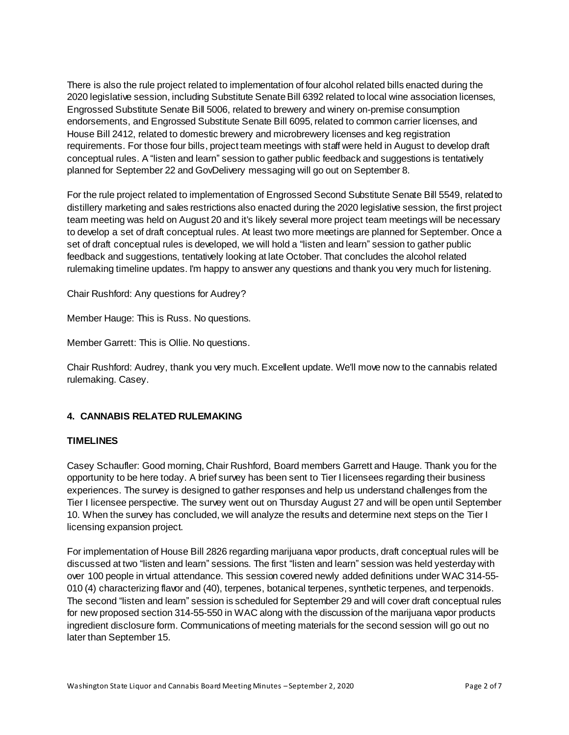There is also the rule project related to implementation of four alcohol related bills enacted during the 2020 legislative session, including Substitute Senate Bill 6392 related to local wine association licenses, Engrossed Substitute Senate Bill 5006, related to brewery and winery on-premise consumption endorsements, and Engrossed Substitute Senate Bill 6095, related to common carrier licenses, and House Bill 2412, related to domestic brewery and microbrewery licenses and keg registration requirements. For those four bills, project team meetings with staff were held in August to develop draft conceptual rules. A "listen and learn" session to gather public feedback and suggestions is tentatively planned for September 22 and GovDelivery messaging will go out on September 8.

For the rule project related to implementation of Engrossed Second Substitute Senate Bill 5549, related to distillery marketing and sales restrictions also enacted during the 2020 legislative session, the first project team meeting was held on August 20 and it's likely several more project team meetings will be necessary to develop a set of draft conceptual rules. At least two more meetings are planned for September. Once a set of draft conceptual rules is developed, we will hold a "listen and learn" session to gather public feedback and suggestions, tentatively looking at late October. That concludes the alcohol related rulemaking timeline updates. I'm happy to answer any questions and thank you very much for listening.

Chair Rushford: Any questions for Audrey?

Member Hauge: This is Russ. No questions.

Member Garrett: This is Ollie. No questions.

Chair Rushford: Audrey, thank you very much. Excellent update. We'll move now to the cannabis related rulemaking. Casey.

## 4. CANNABIS RELATED RULEMAKING

### TIMELINES

Casey Schaufler: Good morning, Chair Rushford, Board members Garrett and Hauge. Thank you for the opportunity to be here today. A brief survey has been sent to Tier I licensees regarding their business experiences. The survey is designed to gather responses and help us understand challenges from the Tier I licensee perspective. The survey went out on Thursday August 27 and will be open until September 10. When the survey has concluded, we will analyze the results and determine next steps on the Tier I licensing expansion project.

For implementation of House Bill 2826 regarding marijuana vapor products, draft conceptual rules will be discussed at two "listen and learn" sessions. The first "listen and learn" session was held yesterday with over 100 people in virtual attendance. This session covered newly added definitions under WAC 314-55-010 (4) characterizing flavor and (40), terpenes, botanical terpenes, synthetic terpenes, and terpenoids. The second "listen and learn" session is scheduled for September 29 and will cover draft conceptual rules for new proposed section 314-55-550 in WAC along with the discussion of the marijuana vapor products ingredient disclosure form. Communications of meeting materials for the second session will go out no later than September 15.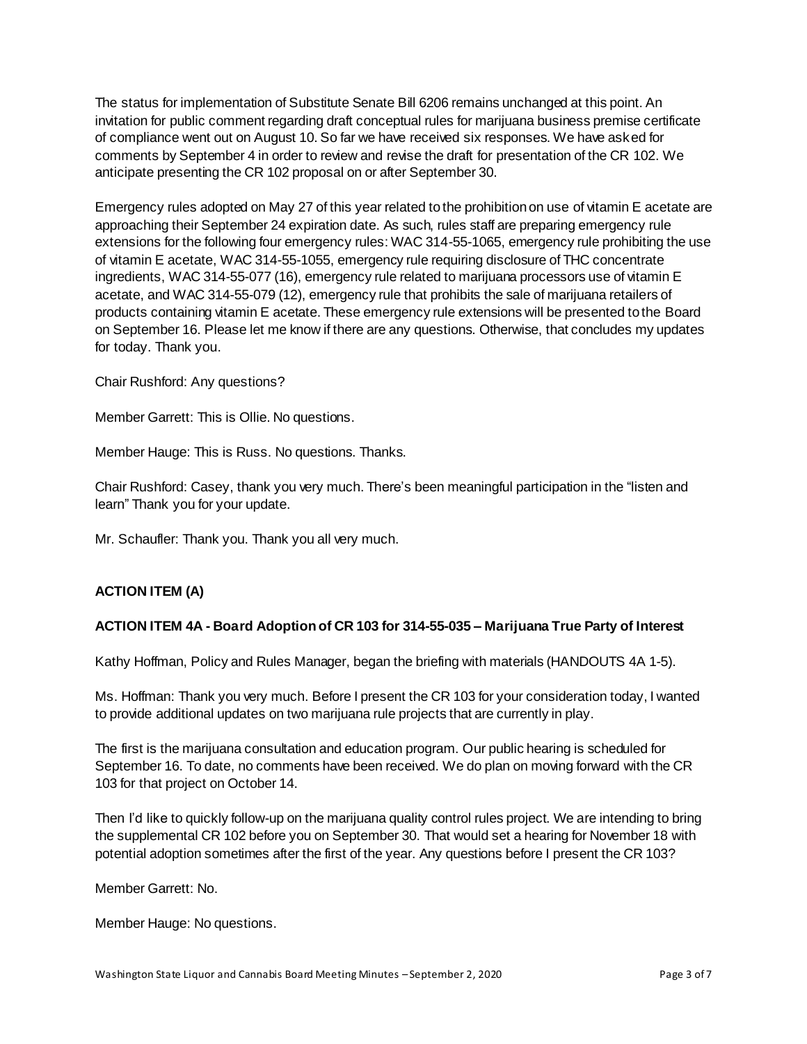The status for implementation of Substitute Senate Bill 6206 remains unchanged at this point. An invitation for public comment regarding draft conceptual rules for marijuana business premise certificate of compliance went out on August 10. So far we have received six responses. We have asked for comments by September 4 in order to review and revise the draft for presentation of the CR 102. We anticipate presenting the CR 102 proposal on or after September 30.

Emergency rules adopted on May 27 of this year related to the prohibition on use of vitamin E acetate are approaching their September 24 expiration date. As such, rules staff are preparing emergency rule extensions for the following four emergency rules: WAC 314-55-1065, emergency rule prohibiting the use of vitamin E acetate, WAC 314-55-1055, emergency rule requiring disclosure of THC concentrate ingredients, WAC 314-55-077 (16), emergency rule related to marijuana processors use of vitamin E acetate, and WAC 314-55-079 (12), emergency rule that prohibits the sale of marijuana retailers of products containing vitamin E acetate. These emergency rule extensions will be presented to the Board on September 16. Please let me know if there are any questions. Otherwise, that concludes my updates for today. Thank you.

Chair Rushford: Any questions?

Member Garrett: This is Ollie. No questions.

Member Hauge: This is Russ. No questions. Thanks.

Chair Rushford: Casey, thank you very much. There's been meaningful participation in the "listen and learn" Thank you for your update.

Mr. Schaufler: Thank you. Thank you all very much.

**ACTION ITEM (A)**

**ACTION ITEM 4A - Board Adoption of CR 103 for 314-55-035 – Marijuana True Party of Interest**

Kathy Hoffman, Policy and Rules Manager, began the briefing with materials (HANDOUTS 4A 1-5).

Ms. Hoffman: Thank you very much. Before I present the CR 103 for your consideration today, I wanted to provide additional updates on two marijuana rule projects that are currently in play.

The first is the marijuana consultation and education program. Our public hearing is scheduled for September 16. To date, no comments have been received. We do plan on moving forward with the CR 103 for that project on October 14.

Then I'd like to quickly follow-up on the marijuana quality control rules project. We are intending to bring the supplemental CR 102 before you on September 30. That would set a hearing for November 18 with potential adoption sometimes after the first of the year. Any questions before I present the CR 103?

Member Garrett: No.

Member Hauge: No questions.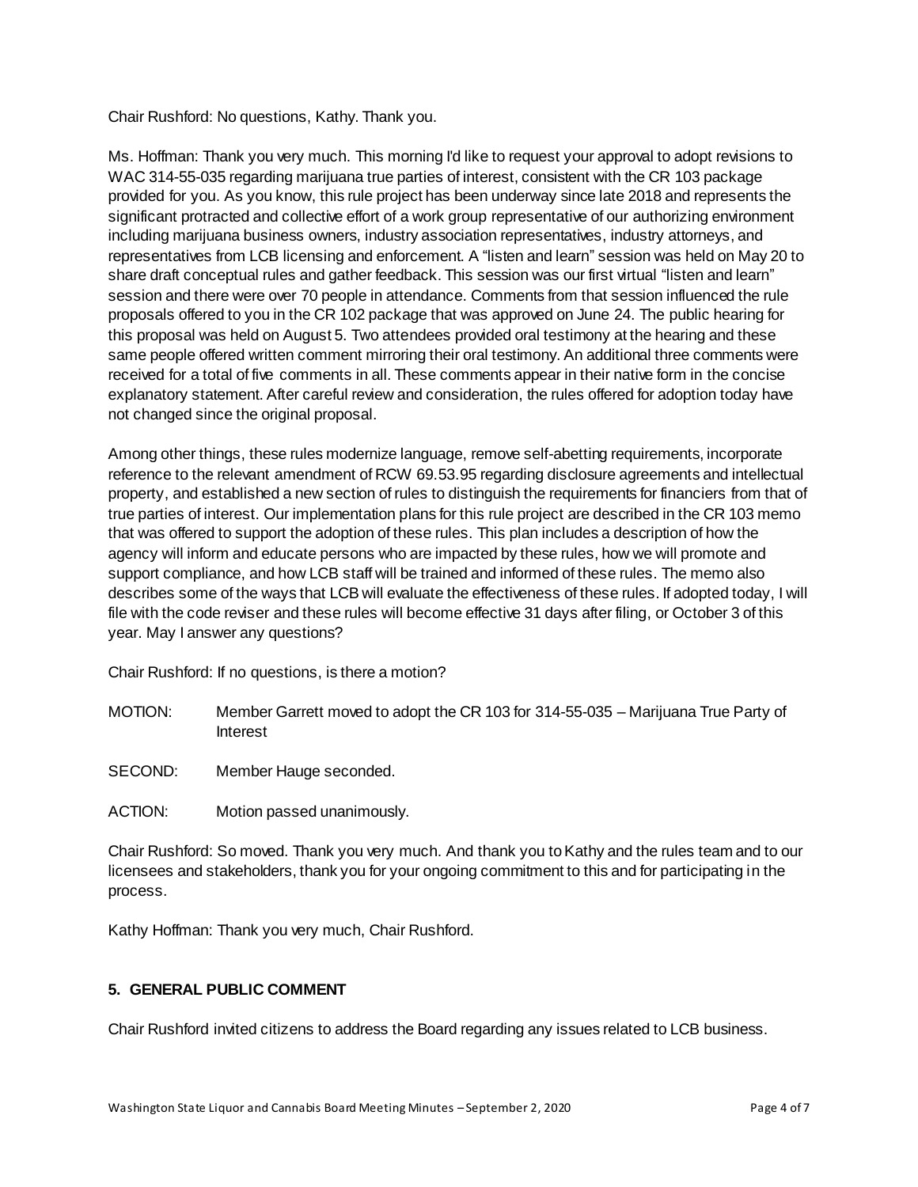Chair Rushford: No questions, Kathy. Thank you.

Ms. Hoffman: Thank you very much. This morning I'd like to request your approval to adopt revisions to WAC 314-55-035 regarding marijuana true parties of interest, consistent with the CR 103 package provided for you. As you know, this rule project has been underway since late 2018 and represents the significant protracted and collective effort of a work group representative of our authorizing environment including marijuana business owners, industry association representatives, industry attorneys, and representatives from LCB licensing and enforcement. A "listen and learn" session was held on May 20 to share draft conceptual rules and gather feedback. This session was our first virtual "listen and learn" session and there were over 70 people in attendance. Comments from that session influenced the rule proposals offered to you in the CR 102 package that was approved on June 24. The public hearing for this proposal was held on August 5. Two attendees provided oral testimony at the hearing and these same people offered written comment mirroring their oral testimony. An additional three comments were received for a total of five comments in all. These comments appear in their native form in the concise explanatory statement. After careful review and consideration, the rules offered for adoption today have not changed since the original proposal.

Among other things, these rules modernize language, remove self-abetting requirements, incorporate reference to the relevant amendment of RCW 69.53.95 regarding disclosure agreements and intellectual property, and established a new section of rules to distinguish the requirements for financiers from that of true parties of interest. Our implementation plans for this rule project are described in the CR 103 memo that was offered to support the adoption of these rules. This plan includes a description of how the agency will inform and educate persons who are impacted by these rules, how we will promote and support compliance, and how LCB staff will be trained and informed of these rules. The memo also describes some of the ways that LCB will evaluate the effectiveness of these rules. If adopted today, I will file with the code reviser and these rules will become effective 31 days after filing, or October 3 of this year. May I answer any questions?

Chair Rushford: If no questions, is there a motion?

MOTION: Member Garrett moved to adopt the CR 103 for 314-55-035 – Marijuana True Party of Interest

SECOND: Member Hauge seconded.

ACTION: Motion passed unanimously.

Chair Rushford: So moved. Thank you very much. And thank you to Kathy and the rules team and to our licensees and stakeholders, thank you for your ongoing commitment to this and for participating in the process.

Kathy Hoffman: Thank you very much, Chair Rushford.

## 5. GENERAL PUBLIC COMMENT

Chair Rushford invited citizens to address the Board regarding any issues related to LCB business.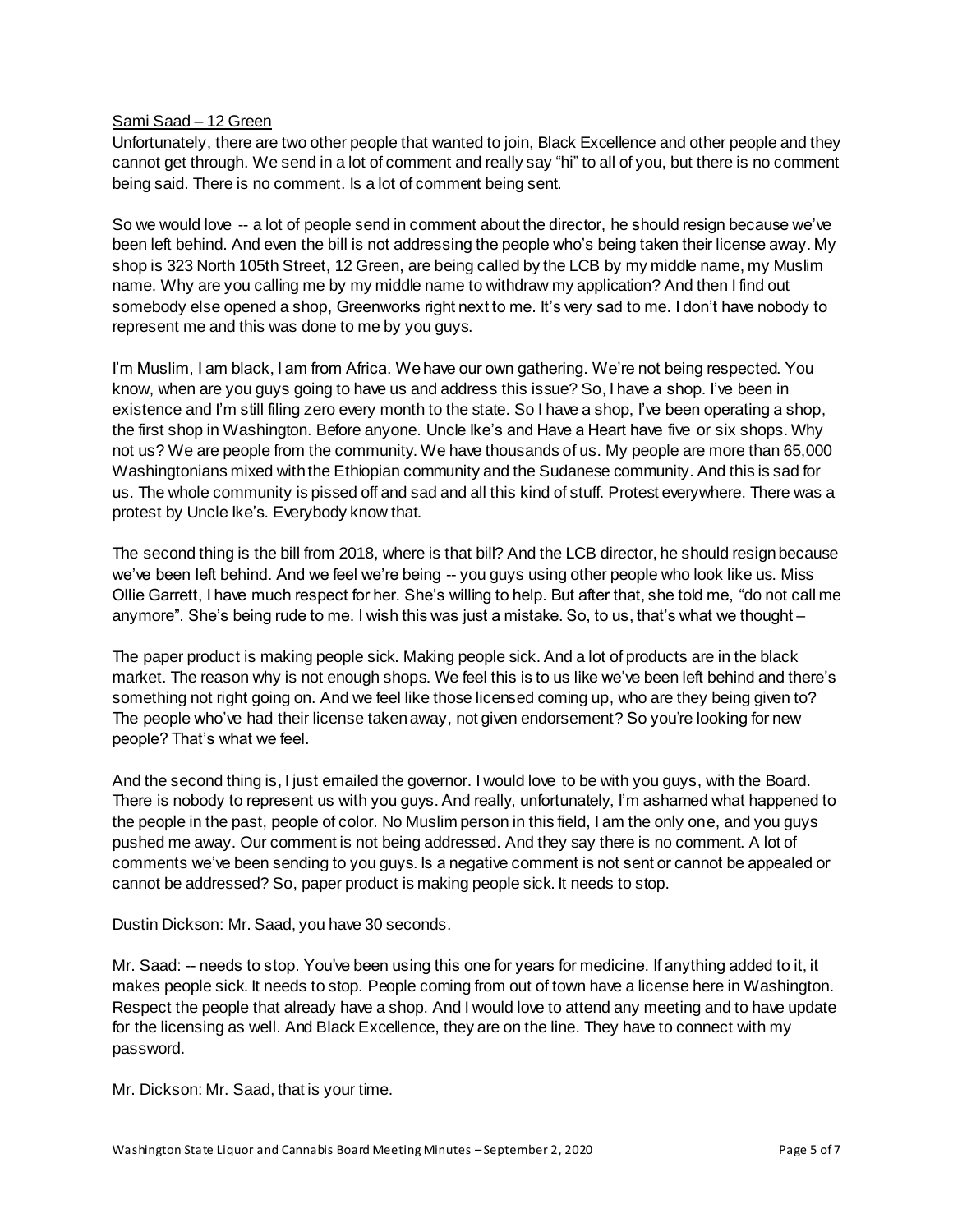Sami Saad – 12 Green

Unfortunately, there are two other people that wanted to join, Black Excellence and other people and they cannot get through. We send in a lot of comment and really say "hi" to all of you, but there is no comment being said. There is no comment. Is a lot of comment being sent.

So we would love -- a lot of people send in comment about the director, he should resign because we've been left behind. And even the bill is not addressing the people who's being taken their license away. My shop is 323 North 105th Street, 12 Green, are being called by the LCB by my middle name, my Muslim name. Why are you calling me by my middle name to withdraw my application? And then I find out somebody else opened a shop, Greenworks right next to me. It's very sad to me. I don't have nobody to represent me and this was done to me by you guys.

I'm Muslim, I am black, I am from Africa. We have our own gathering. We're not being respected. You know, when are you guys going to have us and address this issue? So, I have a shop. I've been in existence and I'm still filing zero every month to the state. So I have a shop, I've been operating a shop, the first shop in Washington. Before anyone. Uncle Ike's and Have a Heart have five or six shops. Why not us? We are people from the community. We have thousands of us. My people are more than 65,000 Washingtonians mixed with the Ethiopian community and the Sudanese community. And this is sad for us. The whole community is pissed off and sad and all this kind of stuff. Protest everywhere. There was a protest by Uncle Ike's. Everybody know that.

The second thing is the bill from 2018, where is that bill? And the LCB director, he should resign because we've been left behind. And we feel we're being -- you guys using other people who look like us. Miss Ollie Garrett, I have much respect for her. She's willing to help. But after that, she told me, "do not call me anymore". She's being rude to me. I wish this was just a mistake. So, to us, that's what we thought –

The paper product is making people sick. Making people sick. And a lot of products are in the black market. The reason why is not enough shops. We feel this is to us like we've been left behind and there's something not right going on. And we feel like those licensed coming up, who are they being given to? The people who've had their license taken away, not given endorsement? So you're looking for new people? That's what we feel.

And the second thing is, I just emailed the governor. I would love to be with you guys, with the Board. There is nobody to represent us with you guys. And really, unfortunately, I'm ashamed what happened to the people in the past, people of color. No Muslim person in this field, I am the only one, and you guys pushed me away. Our comment is not being addressed. And they say there is no comment. A lot of comments we've been sending to you guys. Is a negative comment is not sent or cannot be appealed or cannot be addressed? So, paper product is making people sick. It needs to stop.

Dustin Dickson: Mr. Saad, you have 30 seconds.

Mr. Saad: -- needs to stop. You've been using this one for years for medicine. If anything added to it, it makes people sick. It needs to stop. People coming from out of town have a license here in Washington. Respect the people that already have a shop. And I would love to attend any meeting and to have update for the licensing as well. And Black Excellence, they are on the line. They have to connect with my password.

Mr. Dickson: Mr. Saad, that is your time.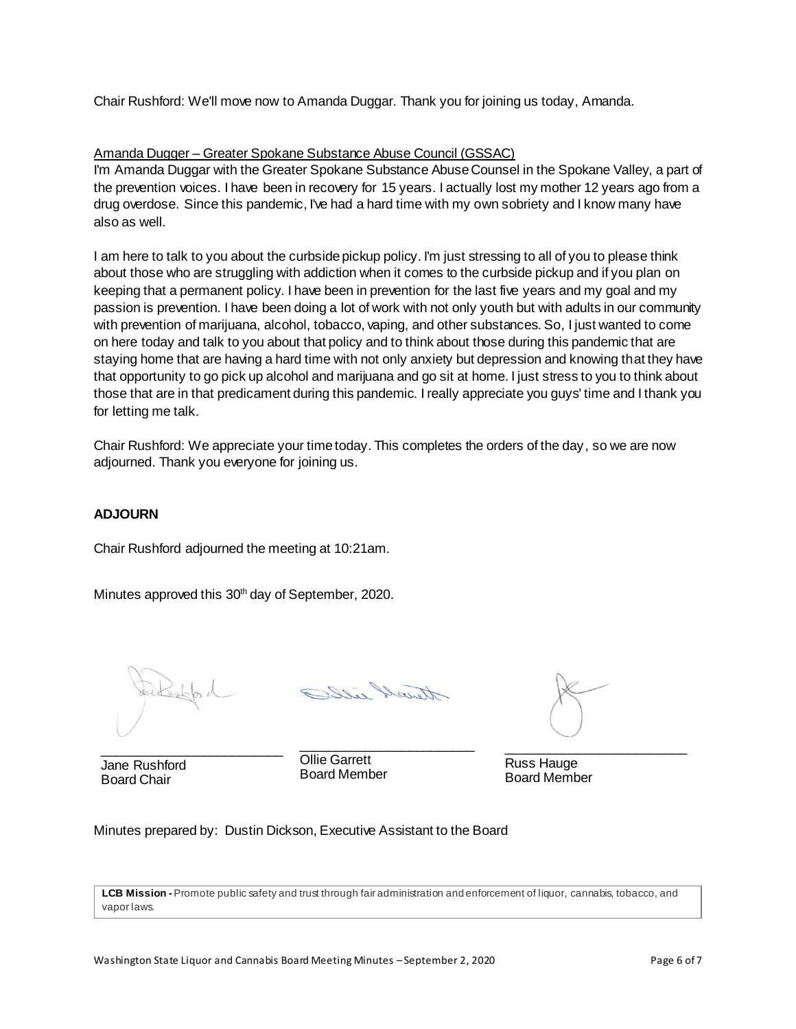Chair Rushford: We'll move now to Amanda Duggar. Thank you for joining us today, Amanda.

Amanda Dugger – Greater Spokane Substance Abuse Council (GSSAC)

I'm Amanda Duggar with the Greater Spokane Substance Abuse Counsel in the Spokane Valley, a part of the prevention voices. I have been in recovery for 15 years. I actually lost my mother 12 years ago from a drug overdose. Since this pandemic, I've had a hard time with my own sobriety and I know many have also as well.

I am here to talk to you about the curbside pickup policy. I'm just stressing to all of you to please think about those who are struggling with addiction when it comes to the curbside pickup and if you plan on keeping that a permanent policy. I have been in prevention for the last five years and my goal and my passion is prevention. I have been doing a lot of work with not only youth but with adults in our community with prevention of marijuana, alcohol, tobacco, vaping, and other substances. So, I just wanted to come on here today and talk to you about that policy and to think about those during this pandemic that are staying home that are having a hard time with not only anxiety but depression and knowing that they have that opportunity to go pick up alcohol and marijuana and go sit at home. I just stress to you to think about those that are in that predicament during this pandemic. I really appreciate you guys' time and I thank you for letting me talk.

Chair Rushford: We appreciate your time today. This completes the orders of the day, so we are now adjourned. Thank you everyone for joining us.

**ADJOURN**

Chair Rushford adjourned the meeting at 10:21am.

Minutes approved this 30th day of September, 2020.

| | | |
|---|---|---|
| _________________________ | _________________________ | _________________________ |
| Jane Rushford<br>Board Chair | Ollie Garrett<br>Board Member | Russ Hauge<br>Board Member |

Minutes prepared by: Dustin Dickson, Executive Assistant to the Board

**LCB Mission** - Promote public safety and trust through fair administration and enforcement of liquor, cannabis, tobacco, and vapor laws.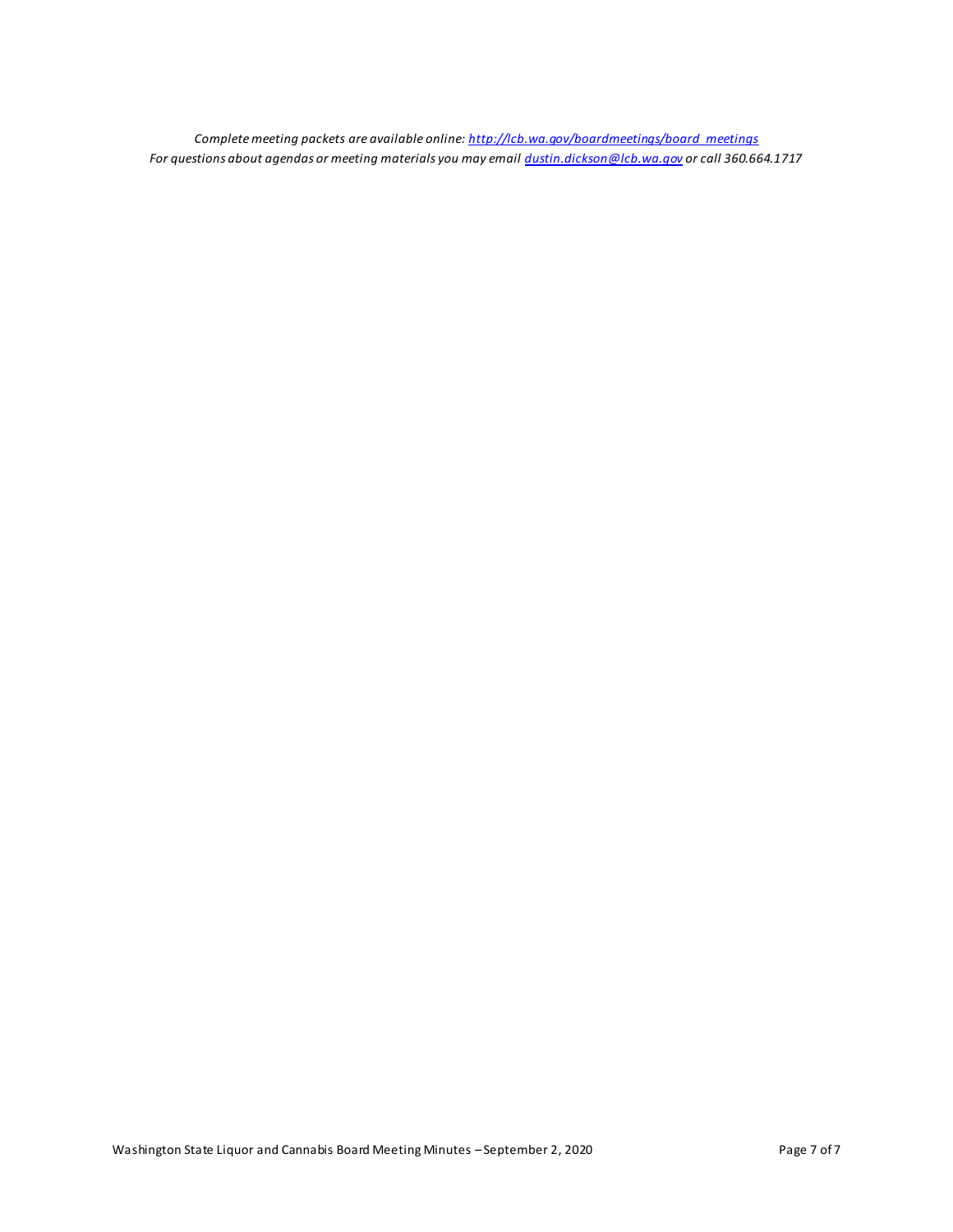*Complete meeting packets are available online: [http://lcb.wa.gov/boardmeetings/board_meetings](http://lcb.wa.gov/boardmeetings/board_meetings)*
*For questions about agendas or meeting materials you may email [dustin.dickson@lcb.wa.gov](mailto:dustin.dickson@lcb.wa.gov) or call 360.664.1717*